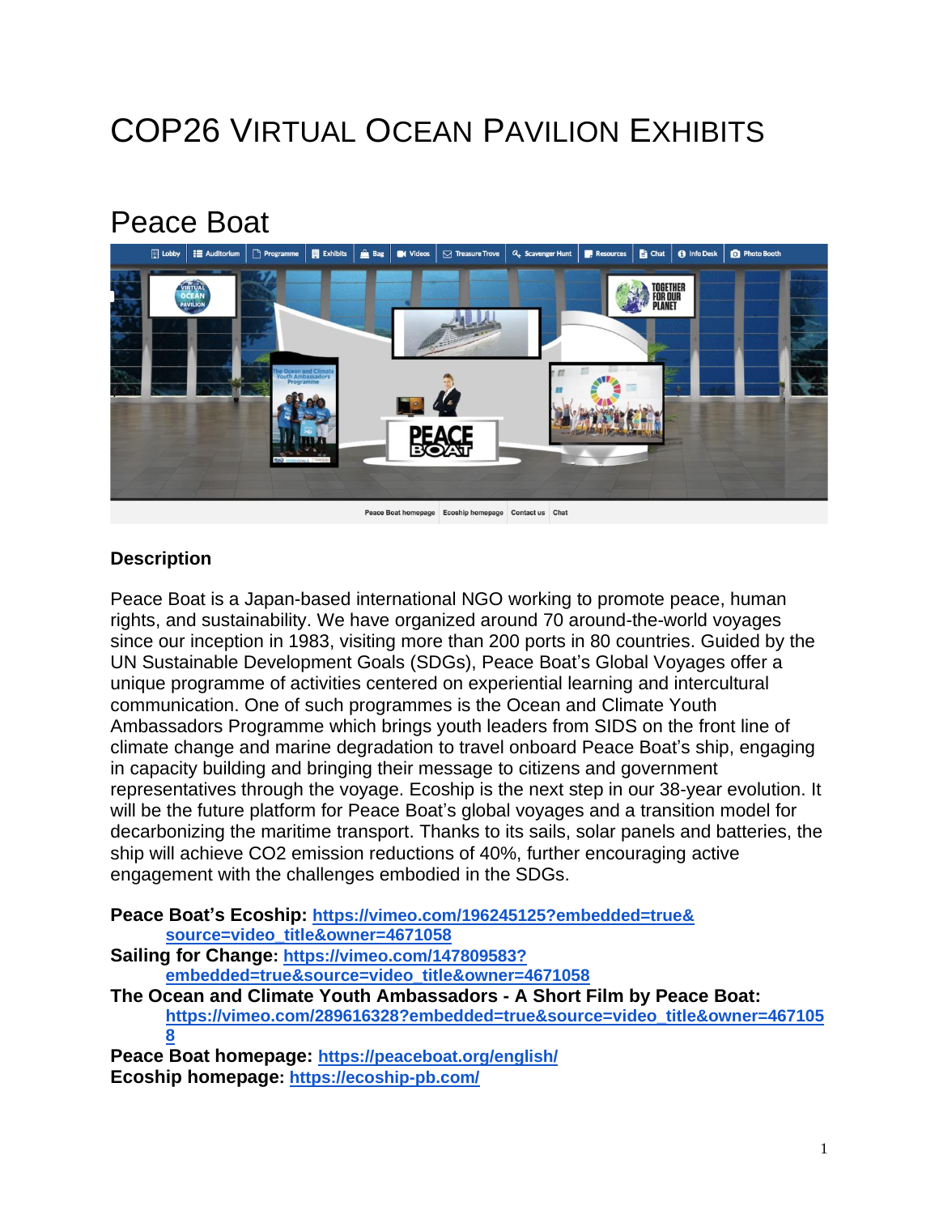# COP26 Virtual Ocean Pavilion Exhibits

## Peace Boat

### Description

Peace Boat is a Japan-based international NGO working to promote peace, human rights, and sustainability. We have organized around 70 around-the-world voyages since our inception in 1983, visiting more than 200 ports in 80 countries. Guided by the UN Sustainable Development Goals (SDGs), Peace Boat's Global Voyages offer a unique programme of activities centered on experiential learning and intercultural communication. One of such programmes is the Ocean and Climate Youth Ambassadors Programme which brings youth leaders from SIDS on the front line of climate change and marine degradation to travel onboard Peace Boat's ship, engaging in capacity building and bringing their message to citizens and government representatives through the voyage. Ecoship is the next step in our 38-year evolution. It will be the future platform for Peace Boat's global voyages and a transition model for decarbonizing the maritime transport. Thanks to its sails, solar panels and batteries, the ship will achieve $CO_2$ emission reductions of 40%, further encouraging active engagement with the challenges embodied in the SDGs.

**Peace Boat's Ecoship:** **https://vimeo.com/196245125?embedded=true&source=video_title&owner=4671058**
**Sailing for Change:** **https://vimeo.com/147809583?embedded=true&source=video_title&owner=4671058**
**The Ocean and Climate Youth Ambassadors - A Short Film by Peace Boat:** **https://vimeo.com/289616328?embedded=true&source=video_title&owner=4671058**
**Peace Boat homepage:** **https://peaceboat.org/english/**
**Ecoship homepage:** **https://ecoship-pb.com/**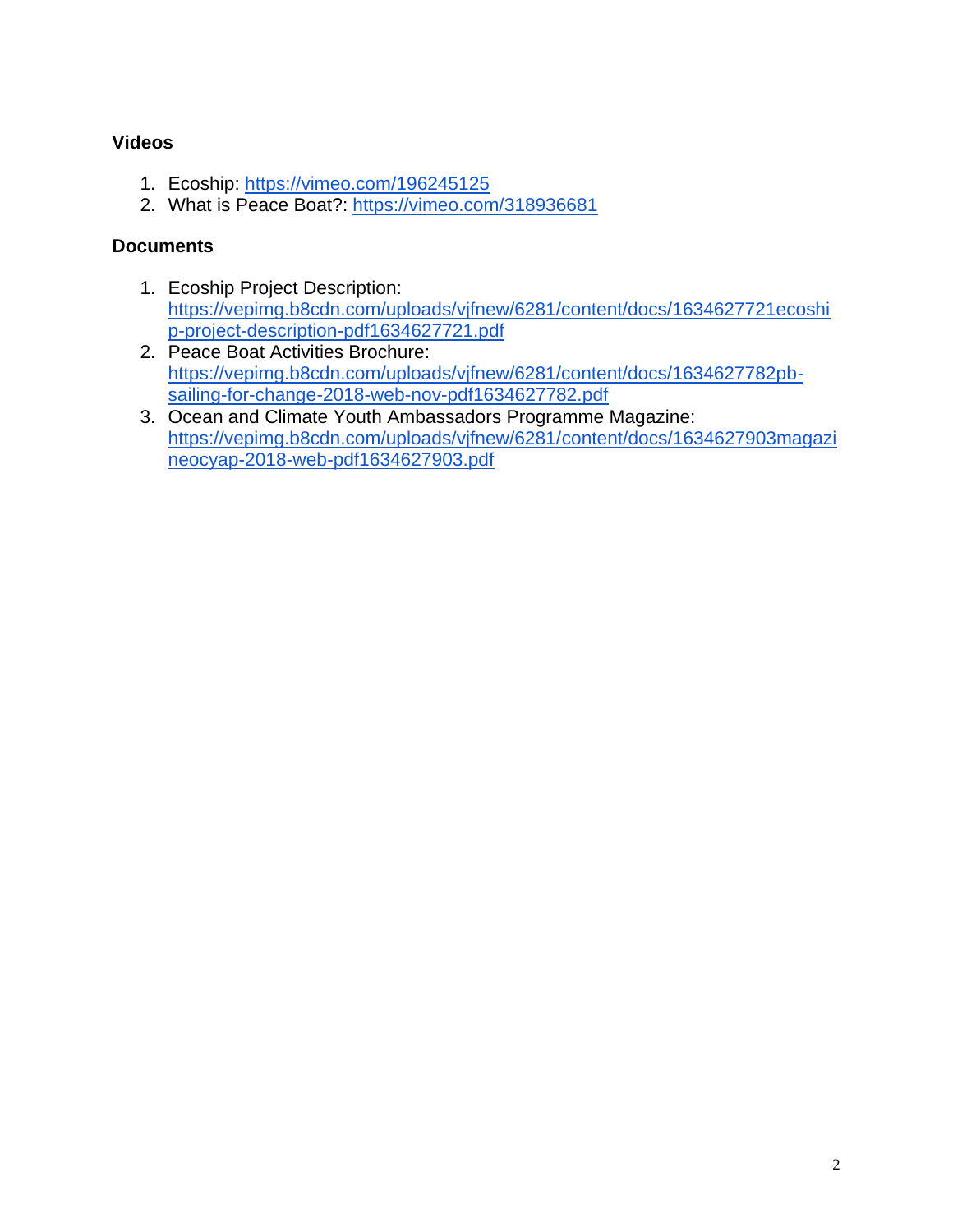### Videos

1. Ecoship: https://vimeo.com/196245125
2. What is Peace Boat?: https://vimeo.com/318936681

### Documents

1. Ecoship Project Description: https://vepimg.b8cdn.com/uploads/vjfnew/6281/content/docs/1634627721ecoship-project-description-pdf1634627721.pdf
2. Peace Boat Activities Brochure: https://vepimg.b8cdn.com/uploads/vjfnew/6281/content/docs/1634627782pb-sailing-for-change-2018-web-nov-pdf1634627782.pdf
3. Ocean and Climate Youth Ambassadors Programme Magazine: https://vepimg.b8cdn.com/uploads/vjfnew/6281/content/docs/1634627903magazineocyap-2018-web-pdf1634627903.pdf